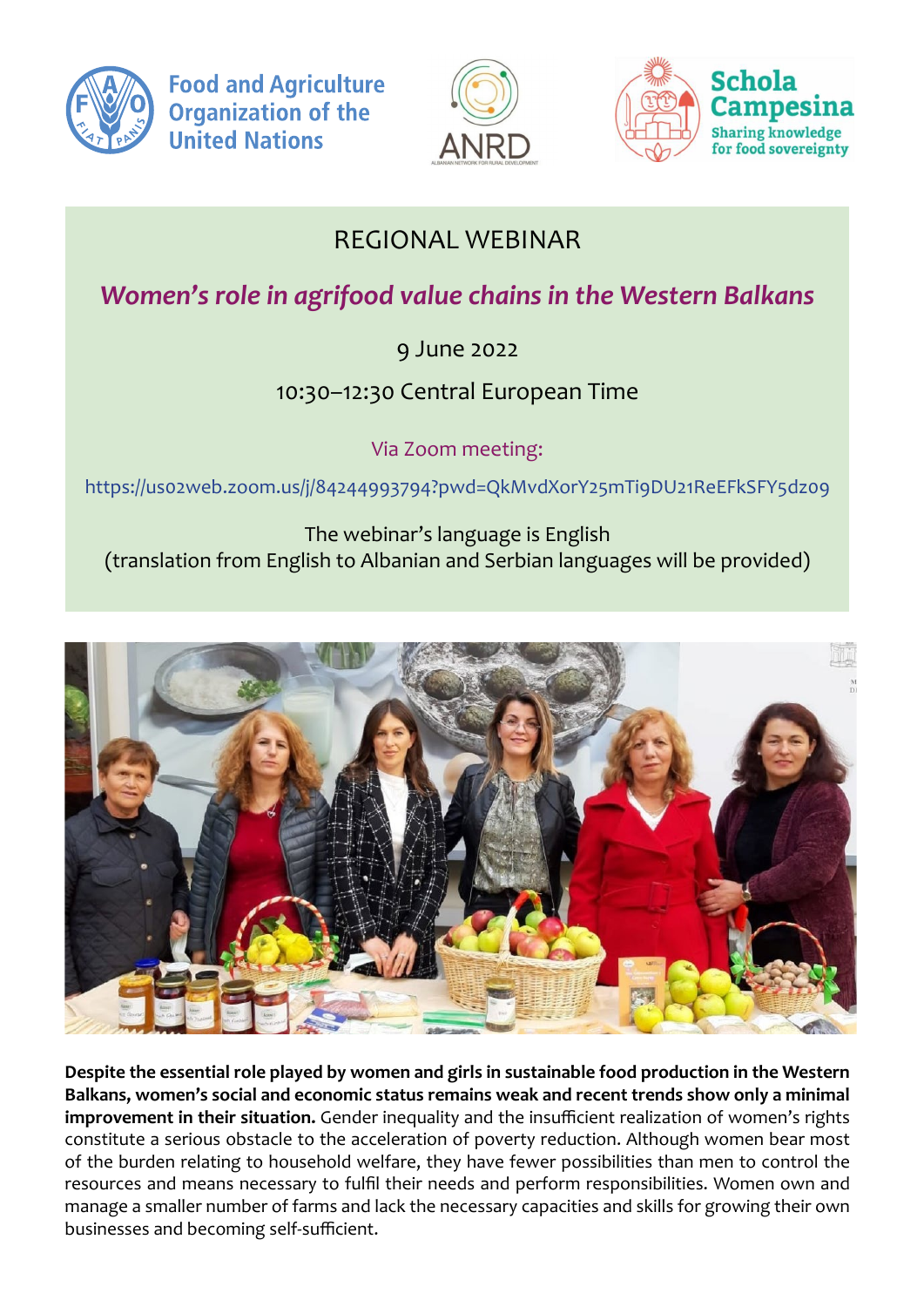Food and Agriculture Organization of the United Nations

ANRD — Albanian Network for Rural Development

Schola Campesina — Sharing knowledge for food sovereignty

# REGIONAL WEBINAR

## *Women's role in agrifood value chains in the Western Balkans*

9 June 2022

10:30–12:30 Central European Time

Via Zoom meeting:

https://us02web.zoom.us/j/84244993794?pwd=QkMvdXorY25mTi9DU21ReEFkSFY5dz09

The webinar's language is English
(translation from English to Albanian and Serbian languages will be provided)

**Despite the essential role played by women and girls in sustainable food production in the Western Balkans, women's social and economic status remains weak and recent trends show only a minimal improvement in their situation.** Gender inequality and the insufficient realization of women's rights constitute a serious obstacle to the acceleration of poverty reduction. Although women bear most of the burden relating to household welfare, they have fewer possibilities than men to control the resources and means necessary to fulfil their needs and perform responsibilities. Women own and manage a smaller number of farms and lack the necessary capacities and skills for growing their own businesses and becoming self-sufficient.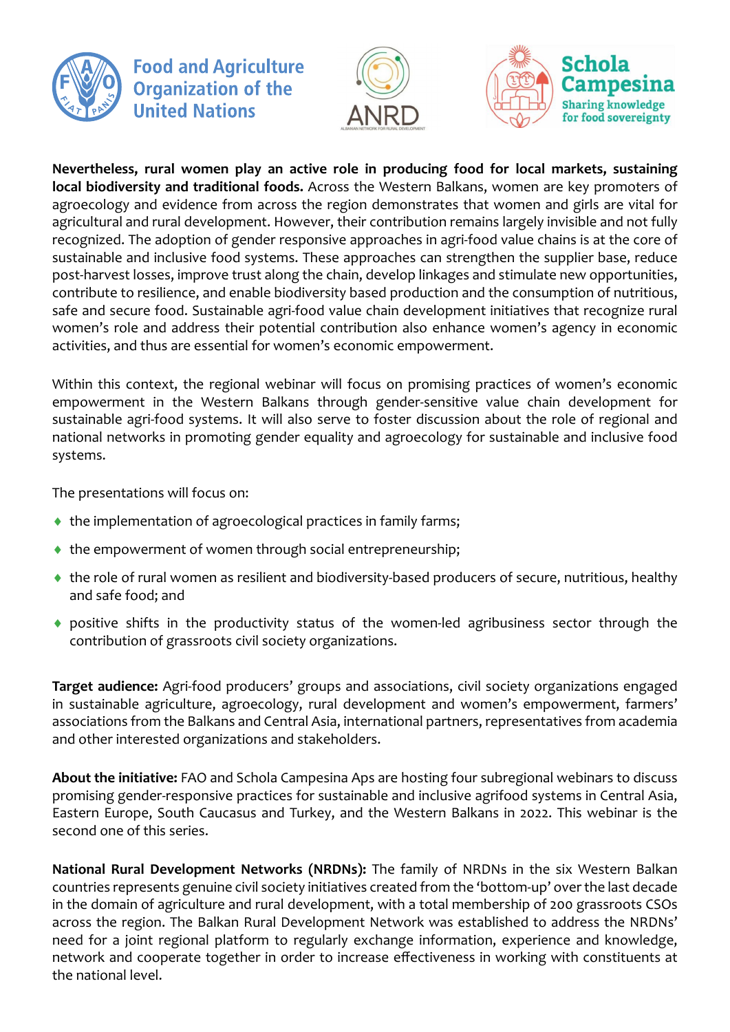**Nevertheless, rural women play an active role in producing food for local markets, sustaining local biodiversity and traditional foods.** Across the Western Balkans, women are key promoters of agroecology and evidence from across the region demonstrates that women and girls are vital for agricultural and rural development. However, their contribution remains largely invisible and not fully recognized. The adoption of gender responsive approaches in agri-food value chains is at the core of sustainable and inclusive food systems. These approaches can strengthen the supplier base, reduce post-harvest losses, improve trust along the chain, develop linkages and stimulate new opportunities, contribute to resilience, and enable biodiversity based production and the consumption of nutritious, safe and secure food. Sustainable agri-food value chain development initiatives that recognize rural women's role and address their potential contribution also enhance women's agency in economic activities, and thus are essential for women's economic empowerment.

Within this context, the regional webinar will focus on promising practices of women's economic empowerment in the Western Balkans through gender-sensitive value chain development for sustainable agri-food systems. It will also serve to foster discussion about the role of regional and national networks in promoting gender equality and agroecology for sustainable and inclusive food systems.

The presentations will focus on:

- the implementation of agroecological practices in family farms;
- the empowerment of women through social entrepreneurship;
- the role of rural women as resilient and biodiversity-based producers of secure, nutritious, healthy and safe food; and
- positive shifts in the productivity status of the women-led agribusiness sector through the contribution of grassroots civil society organizations.

**Target audience:** Agri-food producers' groups and associations, civil society organizations engaged in sustainable agriculture, agroecology, rural development and women's empowerment, farmers' associations from the Balkans and Central Asia, international partners, representatives from academia and other interested organizations and stakeholders.

**About the initiative:** FAO and Schola Campesina Aps are hosting four subregional webinars to discuss promising gender-responsive practices for sustainable and inclusive agrifood systems in Central Asia, Eastern Europe, South Caucasus and Turkey, and the Western Balkans in 2022. This webinar is the second one of this series.

**National Rural Development Networks (NRDNs):** The family of NRDNs in the six Western Balkan countries represents genuine civil society initiatives created from the 'bottom-up' over the last decade in the domain of agriculture and rural development, with a total membership of 200 grassroots CSOs across the region. The Balkan Rural Development Network was established to address the NRDNs' need for a joint regional platform to regularly exchange information, experience and knowledge, network and cooperate together in order to increase effectiveness in working with constituents at the national level.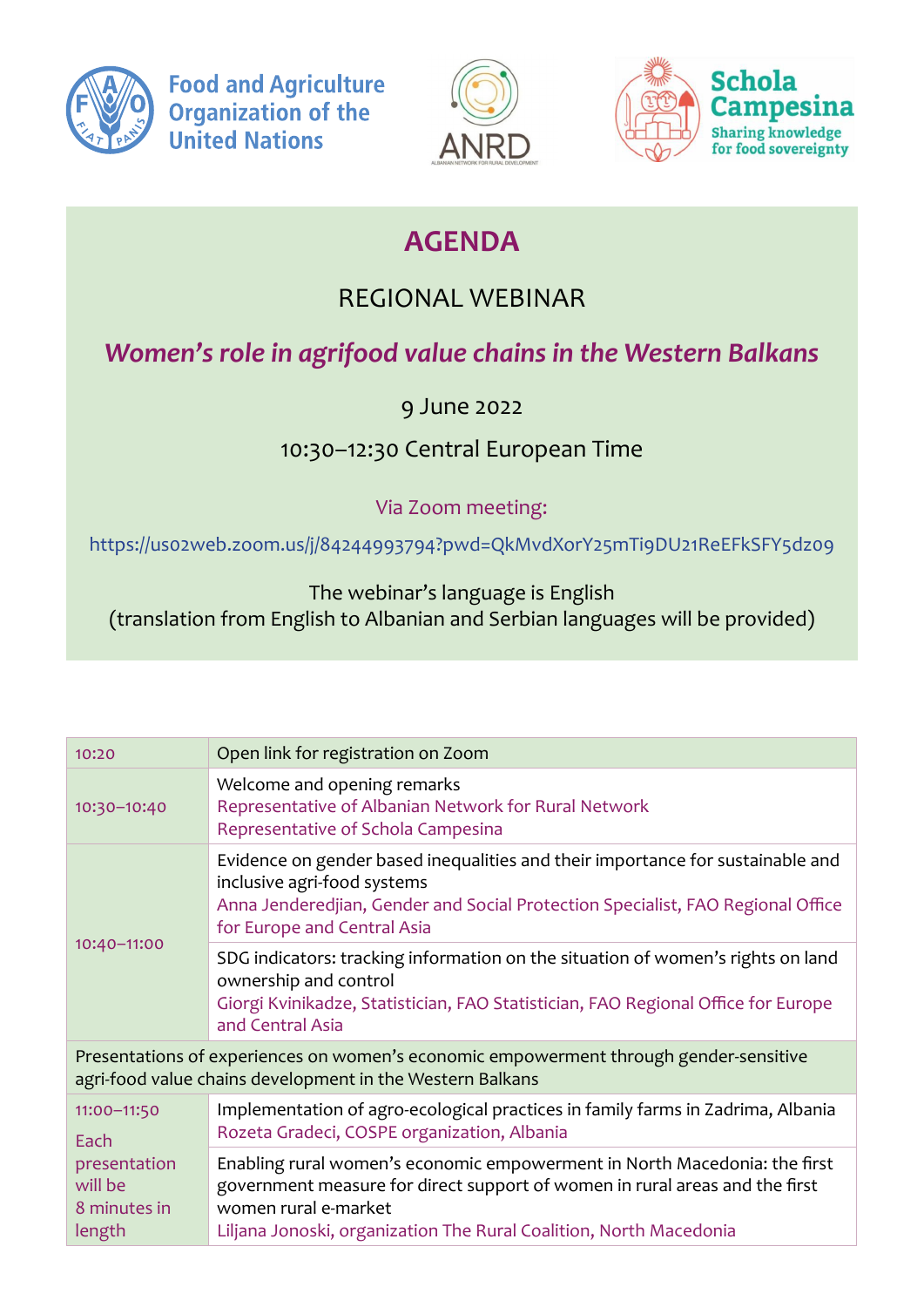Food and Agriculture Organization of the United Nations

ANRD

Schola Campesina
Sharing knowledge for food sovereignty

# AGENDA

## REGIONAL WEBINAR

## *Women's role in agrifood value chains in the Western Balkans*

9 June 2022

10:30–12:30 Central European Time

Via Zoom meeting:

https://us02web.zoom.us/j/84244993794?pwd=QkMvdXorY25mTi9DU21ReEFkSFY5dz09

The webinar's language is English
(translation from English to Albanian and Serbian languages will be provided)

| Time | Session |
|---|---|
| 10:20 | Open link for registration on Zoom |
| 10:30–10:40 | Welcome and opening remarks<br>Representative of Albanian Network for Rural Network<br>Representative of Schola Campesina |
| 10:40–11:00 | Evidence on gender based inequalities and their importance for sustainable and inclusive agri-food systems<br>Anna Jenderedjian, Gender and Social Protection Specialist, FAO Regional Office for Europe and Central Asia |
| | SDG indicators: tracking information on the situation of women's rights on land ownership and control<br>Giorgi Kvinikadze, Statistician, FAO Statistician, FAO Regional Office for Europe and Central Asia |
| Presentations of experiences on women's economic empowerment through gender-sensitive agri-food value chains development in the Western Balkans | |
| 11:00–11:50<br>Each presentation will be 8 minutes in length | Implementation of agro-ecological practices in family farms in Zadrima, Albania<br>Rozeta Gradeci, COSPE organization, Albania |
| | Enabling rural women's economic empowerment in North Macedonia: the first government measure for direct support of women in rural areas and the first women rural e-market<br>Liljana Jonoski, organization The Rural Coalition, North Macedonia |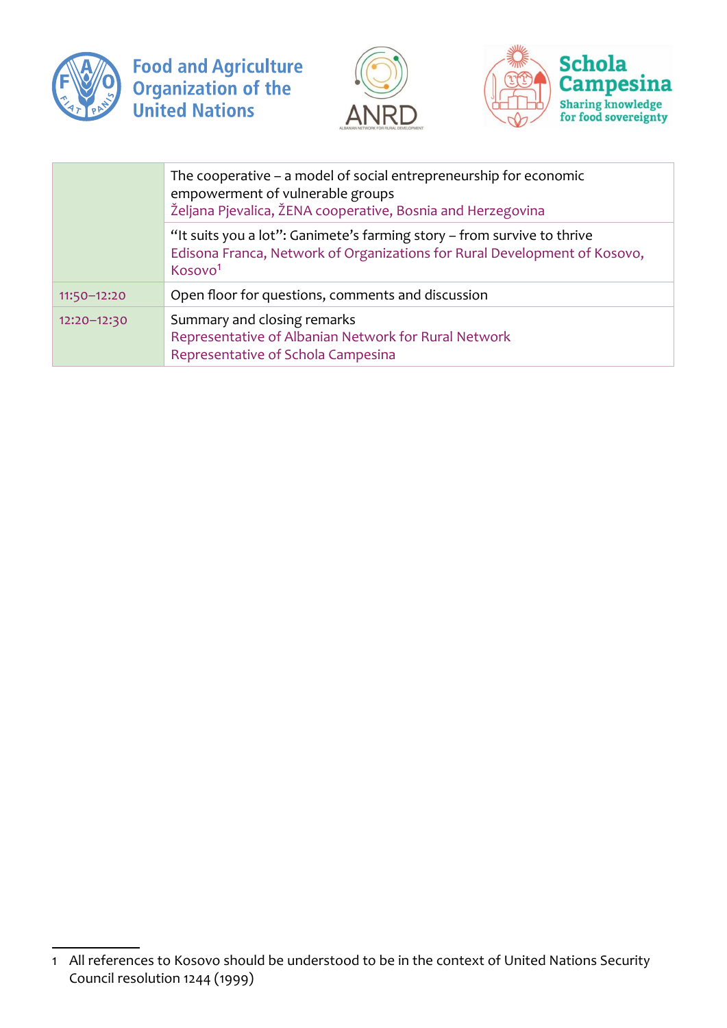Food and Agriculture Organization of the United Nations

ANRD

Schola Campesina
Sharing knowledge for food sovereignty

| | |
|---|---|
| | The cooperative – a model of social entrepreneurship for economic empowerment of vulnerable groups<br>Željana Pjevalica, ŽENA cooperative, Bosnia and Herzegovina |
| | "It suits you a lot": Ganimete's farming story – from survive to thrive<br>Edisona Franca, Network of Organizations for Rural Development of Kosovo, Kosovo[1] |
| 11:50–12:20 | Open floor for questions, comments and discussion |
| 12:20–12:30 | Summary and closing remarks<br>Representative of Albanian Network for Rural Network<br>Representative of Schola Campesina |

1 All references to Kosovo should be understood to be in the context of United Nations Security Council resolution 1244 (1999)